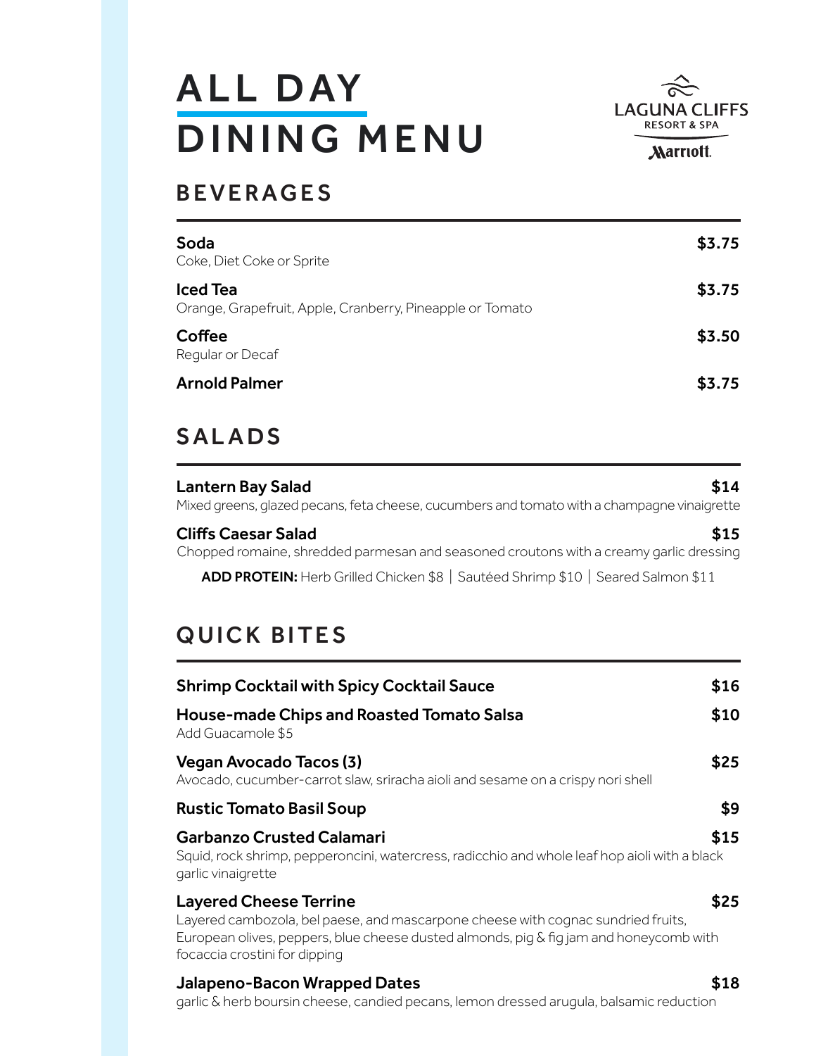# ALL DAY DINING MENU

LAGUNA CLIFFS
RESORT & SPA
Marriott.

## BEVERAGES

**Soda** $3.75
Coke, Diet Coke or Sprite

**Iced Tea** $3.75
Orange, Grapefruit, Apple, Cranberry, Pineapple or Tomato

**Coffee** $3.50
Regular or Decaf

**Arnold Palmer** $3.75

## SALADS

**Lantern Bay Salad** $14
Mixed greens, glazed pecans, feta cheese, cucumbers and tomato with a champagne vinaigrette

**Cliffs Caesar Salad** $15
Chopped romaine, shredded parmesan and seasoned croutons with a creamy garlic dressing

**ADD PROTEIN:** Herb Grilled Chicken $8 | Sautéed Shrimp $10 | Seared Salmon $11

## QUICK BITES

**Shrimp Cocktail with Spicy Cocktail Sauce** $16

**House-made Chips and Roasted Tomato Salsa** $10
Add Guacamole $5

**Vegan Avocado Tacos (3)** $25
Avocado, cucumber-carrot slaw, sriracha aioli and sesame on a crispy nori shell

**Rustic Tomato Basil Soup** $9

**Garbanzo Crusted Calamari** $15
Squid, rock shrimp, pepperoncini, watercress, radicchio and whole leaf hop aioli with a black garlic vinaigrette

**Layered Cheese Terrine** $25
Layered cambozola, bel paese, and mascarpone cheese with cognac sundried fruits, European olives, peppers, blue cheese dusted almonds, pig & fig jam and honeycomb with focaccia crostini for dipping

**Jalapeno-Bacon Wrapped Dates** $18
garlic & herb boursin cheese, candied pecans, lemon dressed arugula, balsamic reduction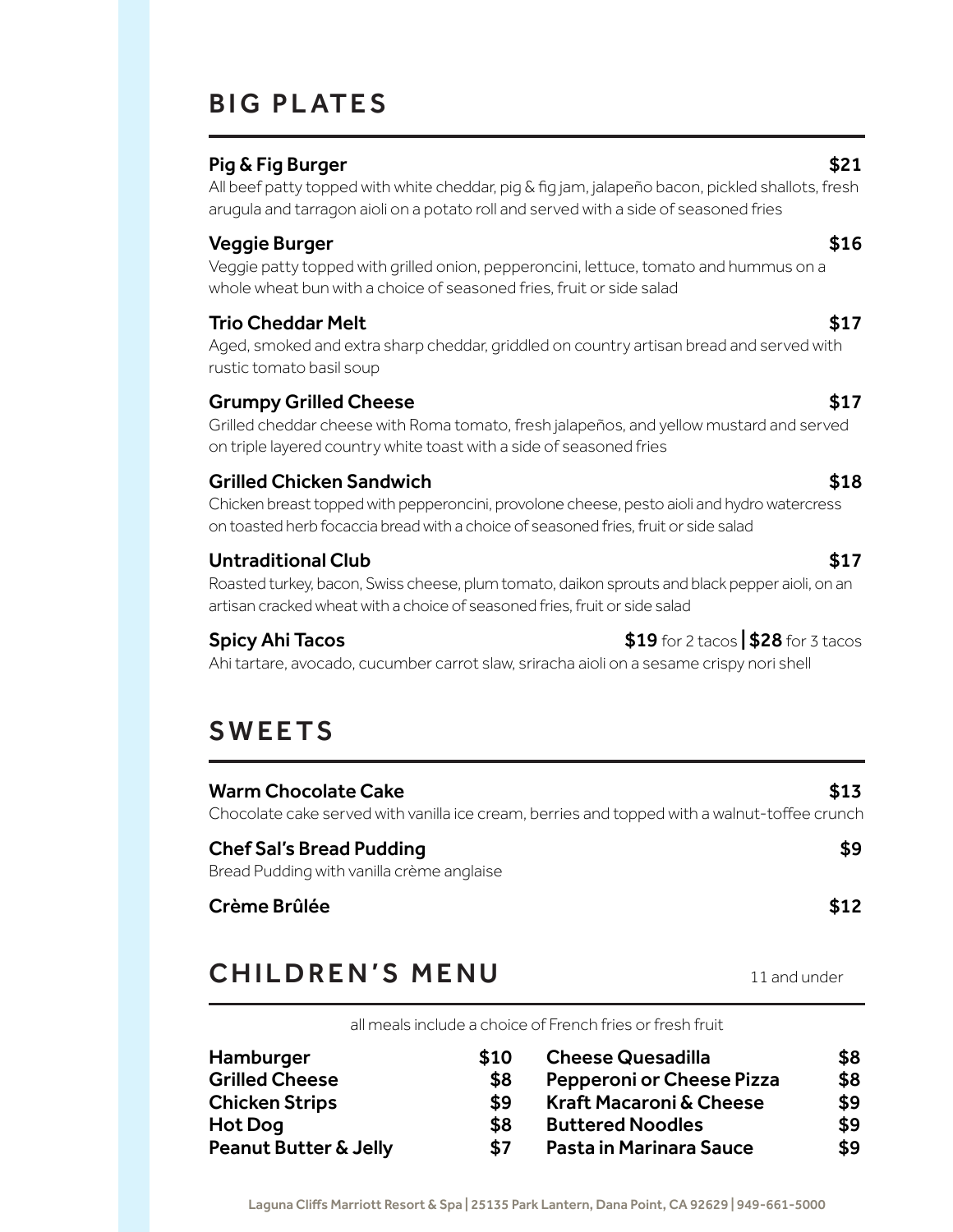## BIG PLATES

**Pig & Fig Burger** — **$21**
All beef patty topped with white cheddar, pig & fig jam, jalapeño bacon, pickled shallots, fresh arugula and tarragon aioli on a potato roll and served with a side of seasoned fries

**Veggie Burger** — **$16**
Veggie patty topped with grilled onion, pepperoncini, lettuce, tomato and hummus on a whole wheat bun with a choice of seasoned fries, fruit or side salad

**Trio Cheddar Melt** — **$17**
Aged, smoked and extra sharp cheddar, griddled on country artisan bread and served with rustic tomato basil soup

**Grumpy Grilled Cheese** — **$17**
Grilled cheddar cheese with Roma tomato, fresh jalapeños, and yellow mustard and served on triple layered country white toast with a side of seasoned fries

**Grilled Chicken Sandwich** — **$18**
Chicken breast topped with pepperoncini, provolone cheese, pesto aioli and hydro watercress on toasted herb focaccia bread with a choice of seasoned fries, fruit or side salad

**Untraditional Club** — **$17**
Roasted turkey, bacon, Swiss cheese, plum tomato, daikon sprouts and black pepper aioli, on an artisan cracked wheat with a choice of seasoned fries, fruit or side salad

**Spicy Ahi Tacos** — **$19** for 2 tacos | **$28** for 3 tacos
Ahi tartare, avocado, cucumber carrot slaw, sriracha aioli on a sesame crispy nori shell

## SWEETS

**Warm Chocolate Cake** — **$13**
Chocolate cake served with vanilla ice cream, berries and topped with a walnut-toffee crunch

**Chef Sal's Bread Pudding** — **$9**
Bread Pudding with vanilla crème anglaise

**Crème Brûlée** — **$12**

## CHILDREN'S MENU

11 and under

all meals include a choice of French fries or fresh fruit

| Item | Price | Item | Price |
|---|---|---|---|
| Hamburger | $10 | Cheese Quesadilla | $8 |
| Grilled Cheese | $8 | Pepperoni or Cheese Pizza | $8 |
| Chicken Strips | $9 | Kraft Macaroni & Cheese | $9 |
| Hot Dog | $8 | Buttered Noodles | $9 |
| Peanut Butter & Jelly | $7 | Pasta in Marinara Sauce | $9 |

Laguna Cliffs Marriott Resort & Spa | 25135 Park Lantern, Dana Point, CA 92629 | 949-661-5000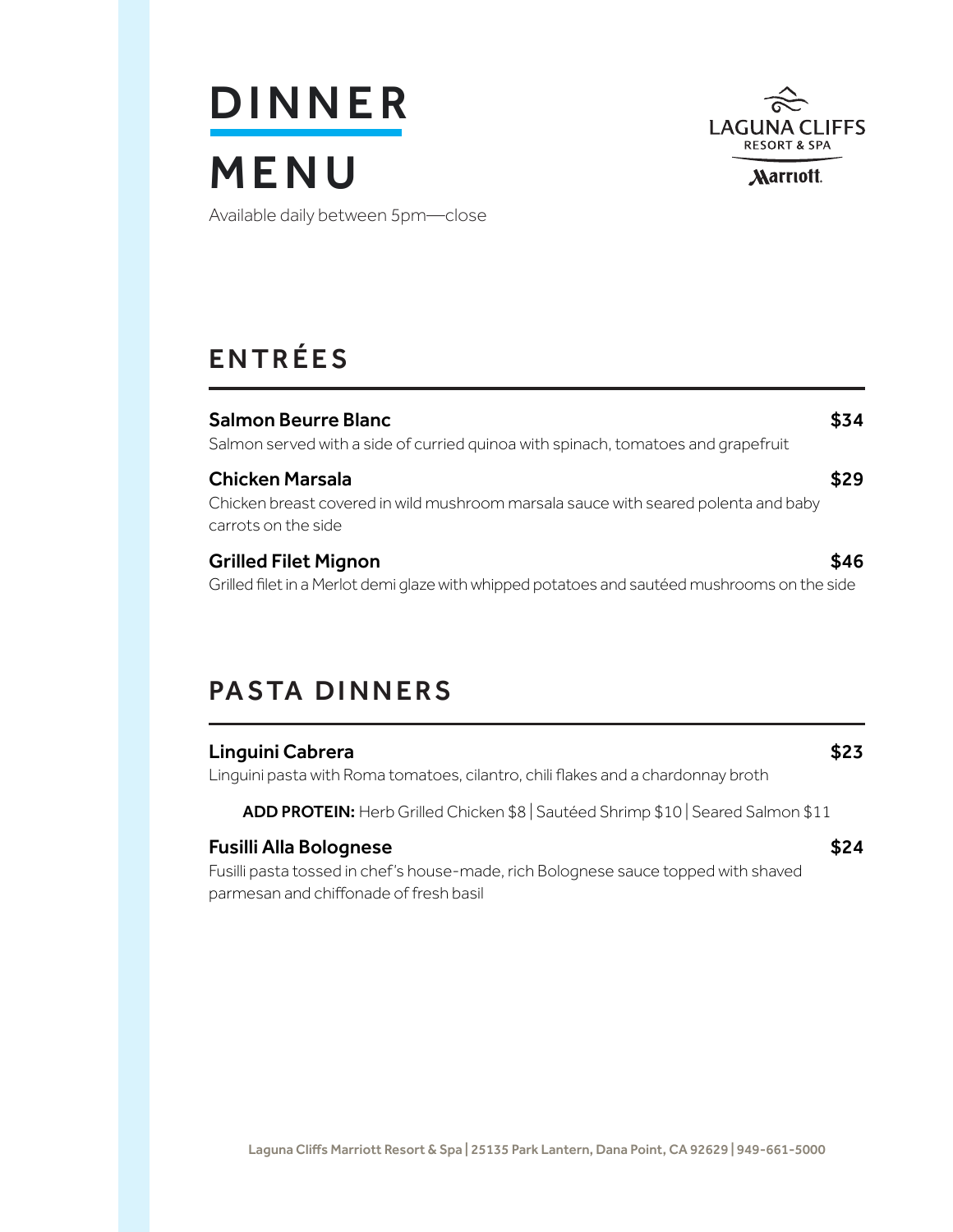# DINNER MENU

Available daily between 5pm—close

LAGUNA CLIFFS
RESORT & SPA
Marriott

## ENTRÉES

**Salmon Beurre Blanc** **$34**
Salmon served with a side of curried quinoa with spinach, tomatoes and grapefruit

**Chicken Marsala** **$29**
Chicken breast covered in wild mushroom marsala sauce with seared polenta and baby carrots on the side

**Grilled Filet Mignon** **$46**
Grilled filet in a Merlot demi glaze with whipped potatoes and sautéed mushrooms on the side

## PASTA DINNERS

**Linguini Cabrera** **$23**
Linguini pasta with Roma tomatoes, cilantro, chili flakes and a chardonnay broth

**ADD PROTEIN:** Herb Grilled Chicken $8 | Sautéed Shrimp $10 | Seared Salmon $11

**Fusilli Alla Bolognese** **$24**
Fusilli pasta tossed in chef's house-made, rich Bolognese sauce topped with shaved parmesan and chiffonade of fresh basil

Laguna Cliffs Marriott Resort & Spa | 25135 Park Lantern, Dana Point, CA 92629 | 949-661-5000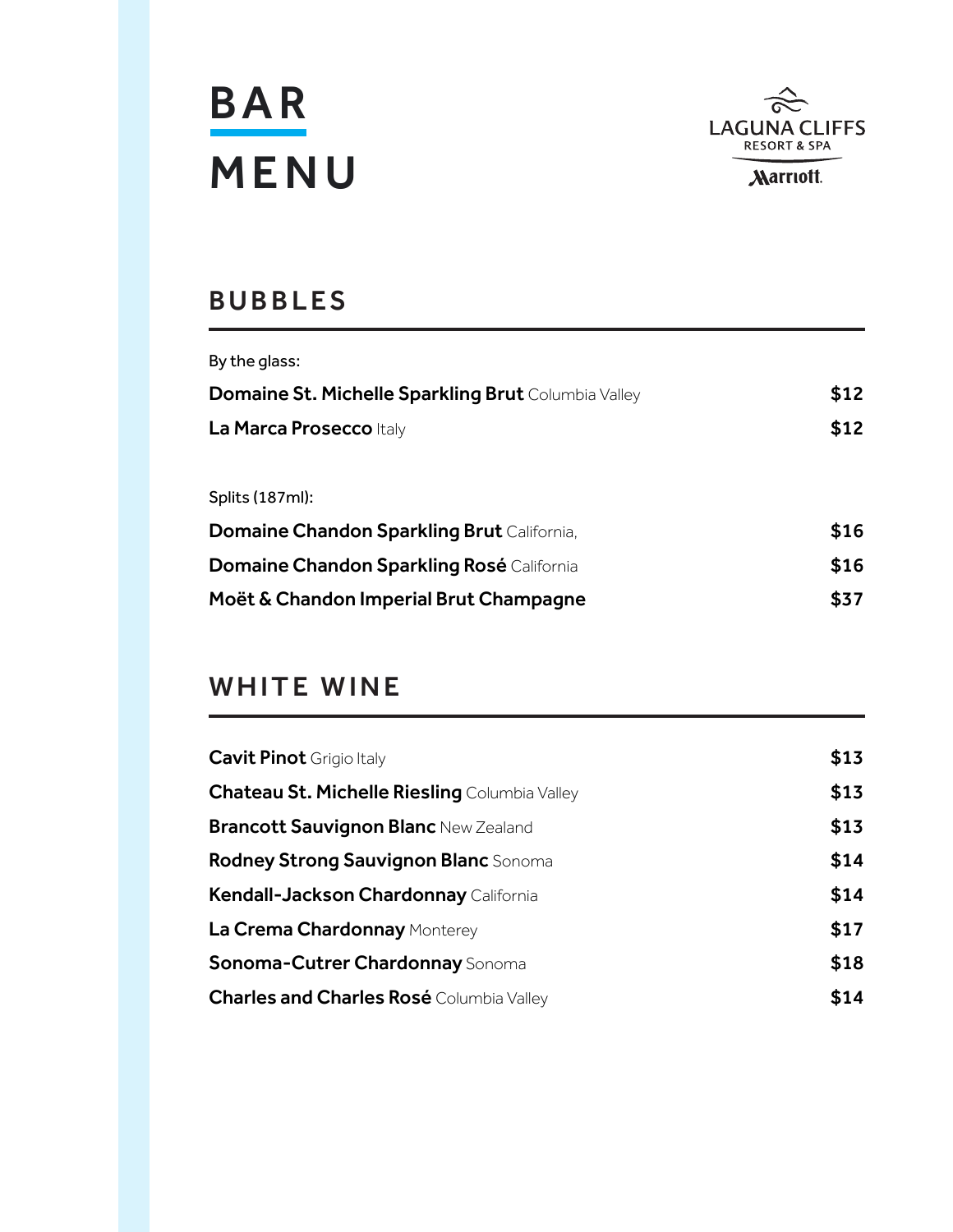# BAR MENU

LAGUNA CLIFFS
RESORT & SPA
Marriott.

## BUBBLES

By the glass:

| | |
|---|---|
| **Domaine St. Michelle Sparkling Brut** Columbia Valley | $12 |
| **La Marca Prosecco** Italy | $12 |

Splits (187ml):

| | |
|---|---|
| **Domaine Chandon Sparkling Brut** California, | $16 |
| **Domaine Chandon Sparkling Rosé** California | $16 |
| **Moët & Chandon Imperial Brut Champagne** | $37 |

## WHITE WINE

| | |
|---|---|
| **Cavit Pinot** Grigio Italy | $13 |
| **Chateau St. Michelle Riesling** Columbia Valley | $13 |
| **Brancott Sauvignon Blanc** New Zealand | $13 |
| **Rodney Strong Sauvignon Blanc** Sonoma | $14 |
| **Kendall-Jackson Chardonnay** California | $14 |
| **La Crema Chardonnay** Monterey | $17 |
| **Sonoma-Cutrer Chardonnay** Sonoma | $18 |
| **Charles and Charles Rosé** Columbia Valley | $14 |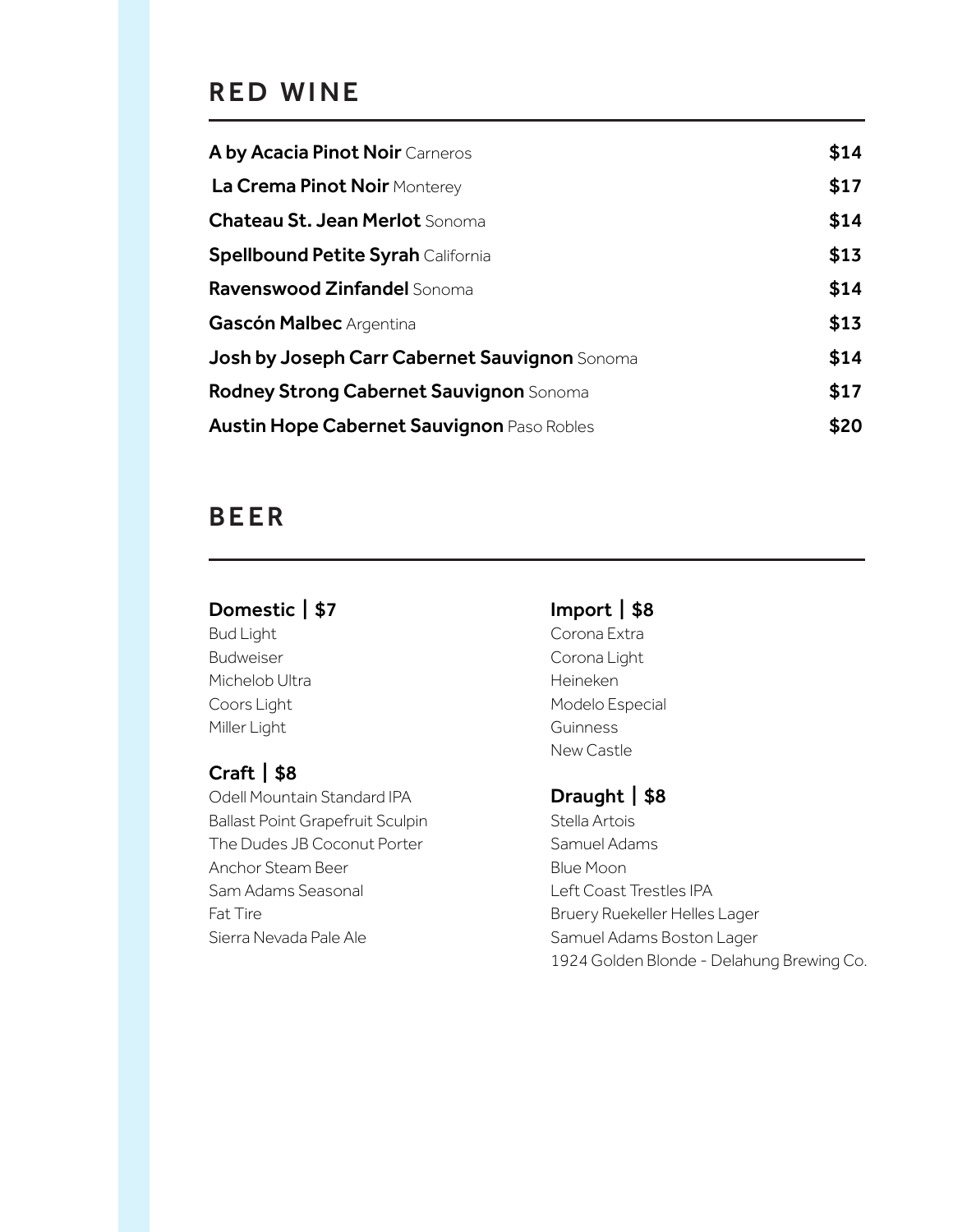## RED WINE

| | |
|---|---|
| **A by Acacia Pinot Noir** Carneros | $14 |
| **La Crema Pinot Noir** Monterey | $17 |
| **Chateau St. Jean Merlot** Sonoma | $14 |
| **Spellbound Petite Syrah** California | $13 |
| **Ravenswood Zinfandel** Sonoma | $14 |
| **Gascón Malbec** Argentina | $13 |
| **Josh by Joseph Carr Cabernet Sauvignon** Sonoma | $14 |
| **Rodney Strong Cabernet Sauvignon** Sonoma | $17 |
| **Austin Hope Cabernet Sauvignon** Paso Robles | $20 |

## BEER

### Domestic | $7

Bud Light
Budweiser
Michelob Ultra
Coors Light
Miller Light

### Craft | $8

Odell Mountain Standard IPA
Ballast Point Grapefruit Sculpin
The Dudes JB Coconut Porter
Anchor Steam Beer
Sam Adams Seasonal
Fat Tire
Sierra Nevada Pale Ale

### Import | $8

Corona Extra
Corona Light
Heineken
Modelo Especial
Guinness
New Castle

### Draught | $8

Stella Artois
Samuel Adams
Blue Moon
Left Coast Trestles IPA
Bruery Ruekeller Helles Lager
Samuel Adams Boston Lager
1924 Golden Blonde - Delahung Brewing Co.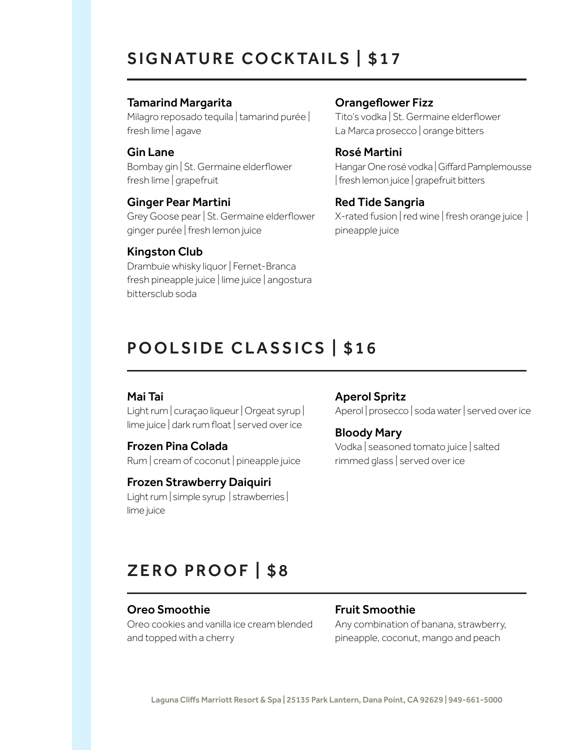## SIGNATURE COCKTAILS | $17

**Tamarind Margarita**
Milagro reposado tequila | tamarind purée | fresh lime | agave

**Gin Lane**
Bombay gin | St. Germaine elderflower fresh lime | grapefruit

**Ginger Pear Martini**
Grey Goose pear | St. Germaine elderflower ginger purée | fresh lemon juice

**Kingston Club**
Drambuie whisky liquor | Fernet-Branca fresh pineapple juice | lime juice | angostura bittersclub soda

**Orangeflower Fizz**
Tito's vodka | St. Germaine elderflower La Marca prosecco | orange bitters

**Rosé Martini**
Hangar One rosé vodka | Giffard Pamplemousse | fresh lemon juice | grapefruit bitters

**Red Tide Sangria**
X-rated fusion | red wine | fresh orange juice | pineapple juice

## POOLSIDE CLASSICS | $16

**Mai Tai**
Light rum | curaçao liqueur | Orgeat syrup | lime juice | dark rum float | served over ice

**Frozen Pina Colada**
Rum | cream of coconut | pineapple juice

**Frozen Strawberry Daiquiri**
Light rum | simple syrup | strawberries | lime juice

**Aperol Spritz**
Aperol | prosecco | soda water | served over ice

**Bloody Mary**
Vodka | seasoned tomato juice | salted rimmed glass | served over ice

## ZERO PROOF | $8

**Oreo Smoothie**
Oreo cookies and vanilla ice cream blended and topped with a cherry

**Fruit Smoothie**
Any combination of banana, strawberry, pineapple, coconut, mango and peach

Laguna Cliffs Marriott Resort & Spa | 25135 Park Lantern, Dana Point, CA 92629 | 949-661-5000